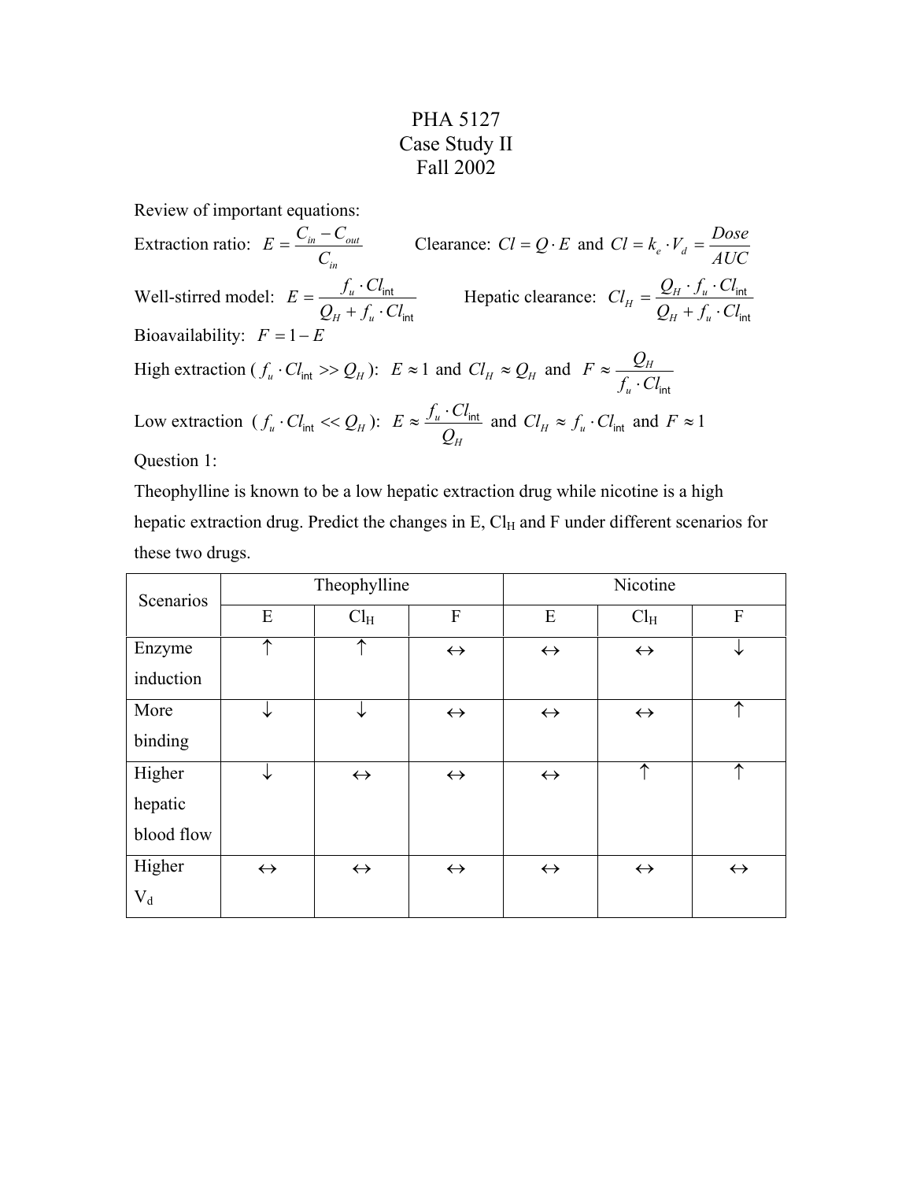# PHA 5127
## Case Study II
## Fall 2002

Review of important equations:

Extraction ratio: $E = \frac{C_{in} - C_{out}}{C_{in}}$ Clearance: $Cl = Q \cdot E$ and $Cl = k_e \cdot V_d = \frac{Dose}{AUC}$

Well-stirred model: $E = \frac{f_u \cdot Cl_{\text{int}}}{Q_H + f_u \cdot Cl_{\text{int}}}$ Hepatic clearance: $Cl_H = \frac{Q_H \cdot f_u \cdot Cl_{\text{int}}}{Q_H + f_u \cdot Cl_{\text{int}}}$

Bioavailability: $F = 1 - E$

High extraction ($f_u \cdot Cl_{\text{int}} >> Q_H$): $E \approx 1$ and $Cl_H \approx Q_H$ and $F \approx \frac{Q_H}{f_u \cdot Cl_{\text{int}}}$

Low extraction ($f_u \cdot Cl_{\text{int}} << Q_H$): $E \approx \frac{f_u \cdot Cl_{\text{int}}}{Q_H}$ and $Cl_H \approx f_u \cdot Cl_{\text{int}}$ and $F \approx 1$

Question 1:

Theophylline is known to be a low hepatic extraction drug while nicotine is a high hepatic extraction drug. Predict the changes in E, $Cl_H$ and F under different scenarios for these two drugs.

| Scenarios | Theophylline | | | Nicotine | | |
|---|---|---|---|---|---|---|
| | E | $Cl_H$ | F | E | $Cl_H$ | F |
| Enzyme induction | ↑ | ↑ | ↔ | ↔ | ↔ | ↓ |
| More binding | ↓ | ↓ | ↔ | ↔ | ↔ | ↑ |
| Higher hepatic blood flow | ↓ | ↔ | ↔ | ↔ | ↑ | ↑ |
| Higher $V_d$ | ↔ | ↔ | ↔ | ↔ | ↔ | ↔ |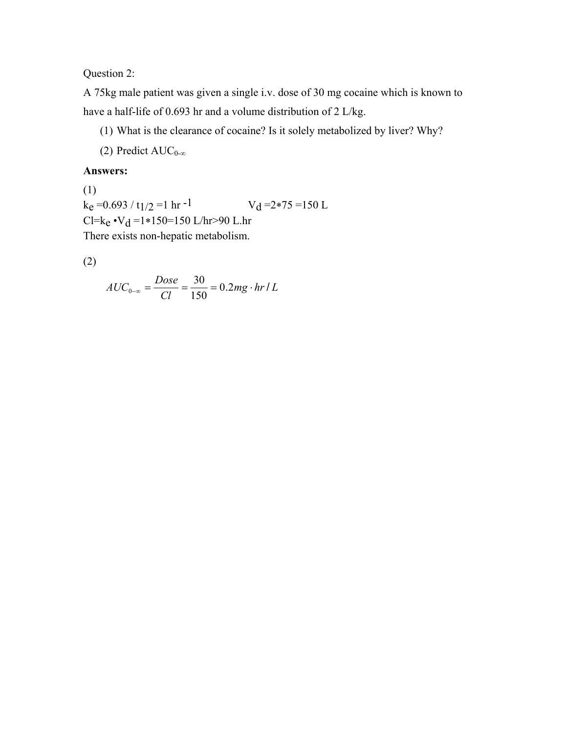Question 2:

A 75kg male patient was given a single i.v. dose of 30 mg cocaine which is known to have a half-life of 0.693 hr and a volume distribution of 2 L/kg.

(1) What is the clearance of cocaine? Is it solely metabolized by liver? Why?

(2) Predict $AUC_{0-\infty}$

**Answers:**

(1)

$k_e = 0.693 / t_{1/2} = 1\ hr^{-1}$ $\qquad$ $V_d = 2*75 = 150\ L$

$Cl = k_e \cdot V_d = 1*150 = 150\ L/hr > 90\ L.hr$

There exists non-hepatic metabolism.

(2)

$$AUC_{0-\infty} = \frac{Dose}{Cl} = \frac{30}{150} = 0.2 mg \cdot hr / L$$